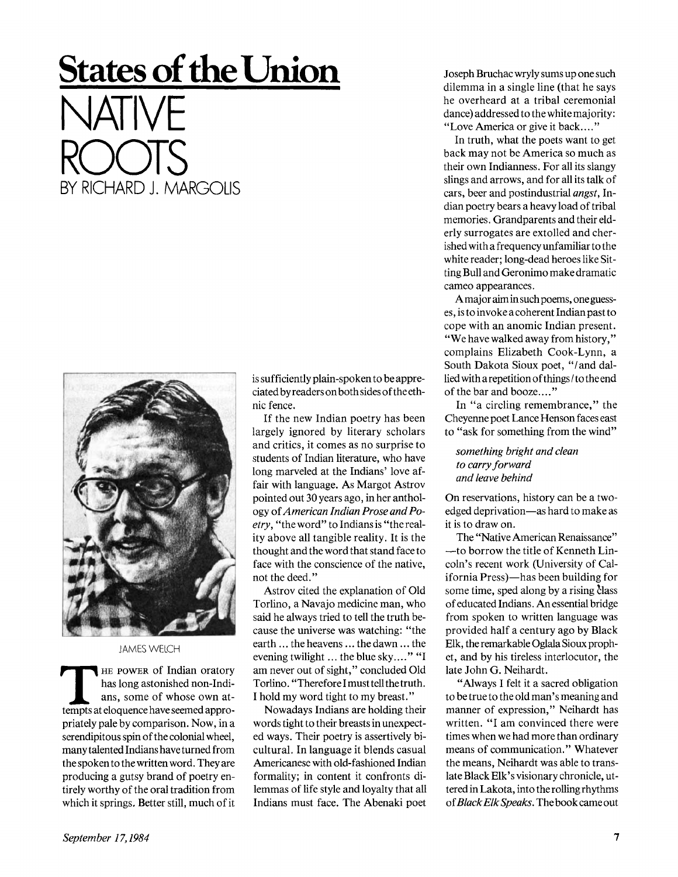# States of the Union

## NATIVE ROOTS

BY RICHARD J. MARGOLIS

JAMES WELCH

THE POWER of Indian oratory has long astonished non-Indians, some of whose own attempts at eloquence have seemed appropriately pale by comparison. Now, in a serendipitous spin of the colonial wheel, many talented Indians have turned from the spoken to the written word. They are producing a gutsy brand of poetry entirely worthy of the oral tradition from which it springs. Better still, much of it is sufficiently plain-spoken to be appreciated by readers on both sides of the ethnic fence.

If the new Indian poetry has been largely ignored by literary scholars and critics, it comes as no surprise to students of Indian literature, who have long marveled at the Indians' love affair with language. As Margot Astrov pointed out 30 years ago, in her anthology of *American Indian Prose and Poetry*, "the word" to Indians is "the reality above all tangible reality. It is the thought and the word that stand face to face with the conscience of the native, not the deed."

Astrov cited the explanation of Old Torlino, a Navajo medicine man, who said he always tried to tell the truth because the universe was watching: "the earth ... the heavens ... the dawn ... the evening twilight ... the blue sky...." "I am never out of sight," concluded Old Torlino. "Therefore I must tell the truth. I hold my word tight to my breast."

Nowadays Indians are holding their words tight to their breasts in unexpected ways. Their poetry is assertively bicultural. In language it blends casual Americanese with old-fashioned Indian formality; in content it confronts dilemmas of life style and loyalty that all Indians must face. The Abenaki poet Joseph Bruchac wryly sums up one such dilemma in a single line (that he says he overheard at a tribal ceremonial dance) addressed to the white majority: "Love America or give it back...."

In truth, what the poets want to get back may not be America so much as their own Indianness. For all its slangy slings and arrows, and for all its talk of cars, beer and postindustrial *angst*, Indian poetry bears a heavy load of tribal memories. Grandparents and their elderly surrogates are extolled and cherished with a frequency unfamiliar to the white reader; long-dead heroes like Sitting Bull and Geronimo make dramatic cameo appearances.

A major aim in such poems, one guesses, is to invoke a coherent Indian past to cope with an anomic Indian present. "We have walked away from history," complains Elizabeth Cook-Lynn, a South Dakota Sioux poet, "/ and dallied with a repetition of things / to the end of the bar and booze...."

In "a circling remembrance," the Cheyenne poet Lance Henson faces east to "ask for something from the wind"

*something bright and clean*
*to carry forward*
*and leave behind*

On reservations, history can be a two-edged deprivation—as hard to make as it is to draw on.

The "Native American Renaissance" —to borrow the title of Kenneth Lincoln's recent work (University of California Press)—has been building for some time, sped along by a rising class of educated Indians. An essential bridge from spoken to written language was provided half a century ago by Black Elk, the remarkable Oglala Sioux prophet, and by his tireless interlocutor, the late John G. Neihardt.

"Always I felt it a sacred obligation to be true to the old man's meaning and manner of expression," Neihardt has written. "I am convinced there were times when we had more than ordinary means of communication." Whatever the means, Neihardt was able to translate Black Elk's visionary chronicle, uttered in Lakota, into the rolling rhythms of *Black Elk Speaks*. The book came out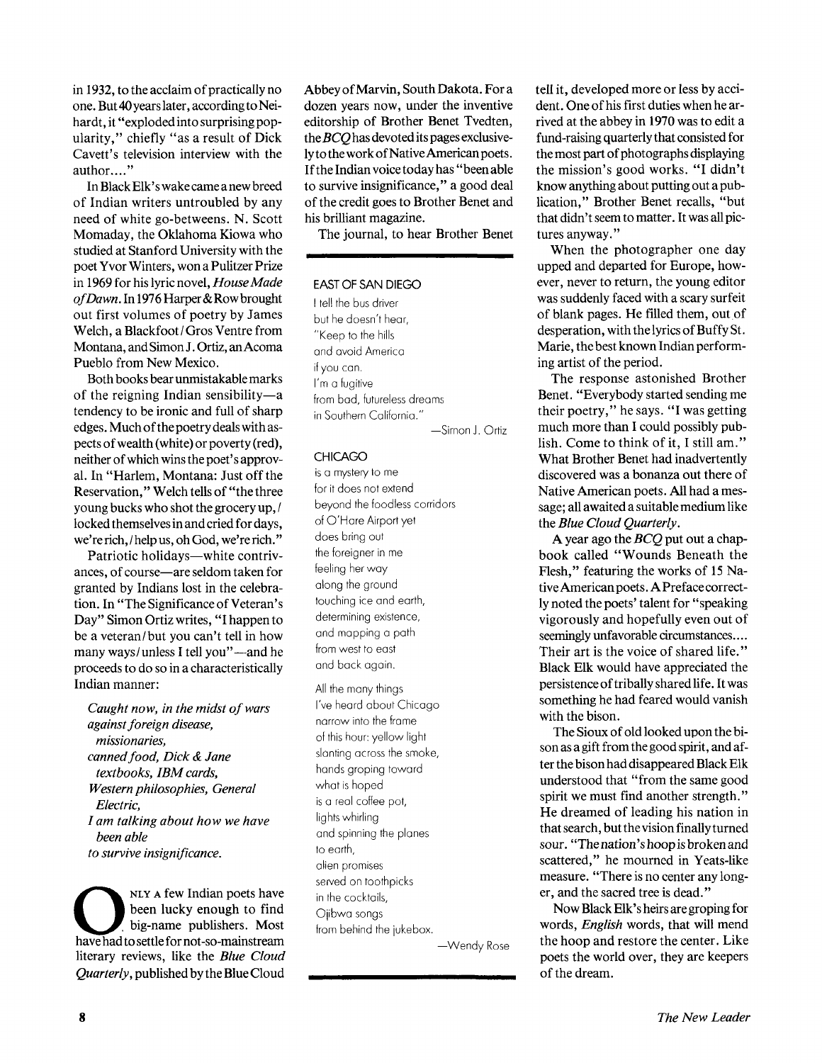in 1932, to the acclaim of practically no one. But 40 years later, according to Neihardt, it "exploded into surprising popularity," chiefly "as a result of Dick Cavett's television interview with the author...."

In Black Elk's wake came a new breed of Indian writers untroubled by any need of white go-betweens. N. Scott Momaday, the Oklahoma Kiowa who studied at Stanford University with the poet Yvor Winters, won a Pulitzer Prize in 1969 for his lyric novel, *House Made of Dawn*. In 1976 Harper & Row brought out first volumes of poetry by James Welch, a Blackfoot/Gros Ventre from Montana, and Simon J. Ortiz, an Acoma Pueblo from New Mexico.

Both books bear unmistakable marks of the reigning Indian sensibility—a tendency to be ironic and full of sharp edges. Much of the poetry deals with aspects of wealth (white) or poverty (red), neither of which wins the poet's approval. In "Harlem, Montana: Just off the Reservation," Welch tells of "the three young bucks who shot the grocery up, / locked themselves in and cried for days, we're rich, / help us, oh God, we're rich."

Patriotic holidays—white contrivances, of course—are seldom taken for granted by Indians lost in the celebration. In "The Significance of Veteran's Day" Simon Ortiz writes, "I happen to be a veteran / but you can't tell in how many ways / unless I tell you"—and he proceeds to do so in a characteristically Indian manner:

*Caught now, in the midst of wars*
*against foreign disease,*
*missionaries,*
*canned food, Dick & Jane*
*textbooks, IBM cards,*
*Western philosophies, General*
*Electric,*
*I am talking about how we have*
*been able*
*to survive insignificance.*

Only a few Indian poets have been lucky enough to find big-name publishers. Most have had to settle for not-so-mainstream literary reviews, like the *Blue Cloud Quarterly*, published by the Blue Cloud Abbey of Marvin, South Dakota. For a dozen years now, under the inventive editorship of Brother Benet Tvedten, the *BCQ* has devoted its pages exclusively to the work of Native American poets. If the Indian voice today has "been able to survive insignificance," a good deal of the credit goes to Brother Benet and his brilliant magazine.

The journal, to hear Brother Benet tell it, developed more or less by accident. One of his first duties when he arrived at the abbey in 1970 was to edit a fund-raising quarterly that consisted for the most part of photographs displaying the mission's good works. "I didn't know anything about putting out a publication," Brother Benet recalls, "but that didn't seem to matter. It was all pictures anyway."

When the photographer one day upped and departed for Europe, however, never to return, the young editor was suddenly faced with a scary surfeit of blank pages. He filled them, out of desperation, with the lyrics of Buffy St. Marie, the best known Indian performing artist of the period.

The response astonished Brother Benet. "Everybody started sending me their poetry," he says. "I was getting much more than I could possibly publish. Come to think of it, I still am." What Brother Benet had inadvertently discovered was a bonanza out there of Native American poets. All had a message; all awaited a suitable medium like the *Blue Cloud Quarterly*.

A year ago the *BCQ* put out a chapbook called "Wounds Beneath the Flesh," featuring the works of 15 Native American poets. A Preface correctly noted the poets' talent for "speaking vigorously and hopefully even out of seemingly unfavorable circumstances.... Their art is the voice of shared life." Black Elk would have appreciated the persistence of tribally shared life. It was something he had feared would vanish with the bison.

The Sioux of old looked upon the bison as a gift from the good spirit, and after the bison had disappeared Black Elk understood that "from the same good spirit we must find another strength." He dreamed of leading his nation in that search, but the vision finally turned sour. "The nation's hoop is broken and scattered," he mourned in Yeats-like measure. "There is no center any longer, and the sacred tree is dead."

Now Black Elk's heirs are groping for words, *English* words, that will mend the hoop and restore the center. Like poets the world over, they are keepers of the dream.

---

EAST OF SAN DIEGO

I tell the bus driver
but he doesn't hear,
"Keep to the hills
and avoid America
if you can.
I'm a fugitive
from bad, futureless dreams
in Southern California."

—Simon J. Ortiz

CHICAGO

is a mystery to me
for it does not extend
beyond the foodless corridors
of O'Hare Airport yet
does bring out
the foreigner in me
feeling her way
along the ground
touching ice and earth,
determining existence,
and mapping a path
from west to east
and back again.

All the many things
I've heard about Chicago
narrow into the frame
of this hour: yellow light
slanting across the smoke,
hands groping toward
what is hoped
is a real coffee pot,
lights whirling
and spinning the planes
to earth,
alien promises
served on toothpicks
in the cocktails,
Ojibwa songs
from behind the jukebox.

—Wendy Rose